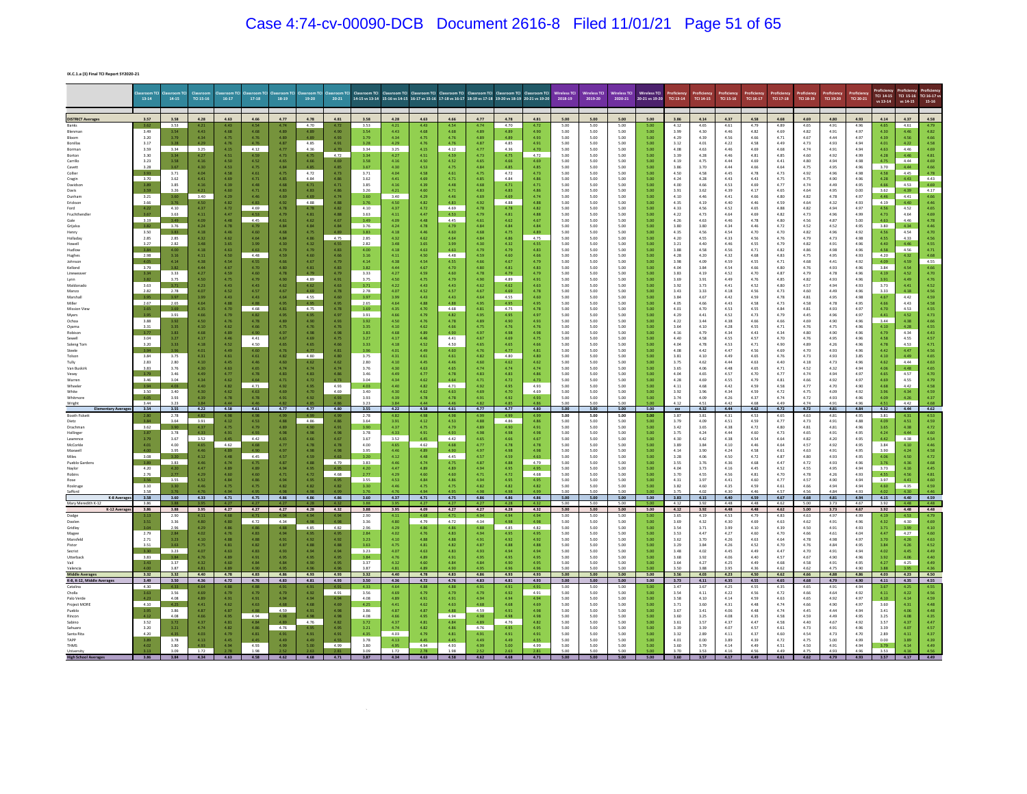IX.C.1.a (3) Final TCI Report SY2020-21

| | Classroom TCI 13-14 | Classroom TCI 14-15 | Classroom TCI 15-16 | Classroom TCI 16-17 | Classroom TCI 17-18 | Classroom TCI 18-19 | Classroom TCI 19-20 | Classroom TCI 20-21 | Classroom TCI 14-15 vs 13-14 | Classroom TCI 15-16 vs 14-15 | Classroom TCI 16-17 vs 15-16 | Classroom TCI 17-18 vs 16-17 | Classroom TCI 18-19 vs 17-18 | Classroom TCI 19-20 vs 18-19 | Classroom TCI 20-21 vs 19-20 | Wireless TCI 2018-19 | Wireless TCI 2019-20 | Wireless TCI 2020-21 | Wireless TCI 20-21 vs 19-20 | Proficiency TCI 13-14 | Proficiency TCI 14-15 | Proficiency TCI 15-16 | Proficiency TCI 16-17 | Proficiency TCI 17-18 | Proficiency TCI 18-19 | Proficiency TCI 19-20 | Proficiency TCI 20-21 | Proficiency TCI 14-15 vs 13-14 | Proficiency TCI 15-16 vs 14-15 | Proficiency TCI 16-17 vs 15-16 |
|---|---|---|---|---|---|---|---|---|---|---|---|---|---|---|---|---|---|---|---|---|---|---|---|---|---|---|---|---|---|---|
| **DISTRICT Averages** | 3.57 | 3.58 | 4.28 | 4.63 | 4.66 | 4.77 | 4.78 | 4.81 | 3.58 | 4.28 | 4.63 | 4.66 | 4.77 | 4.78 | 4.81 | 5.00 | 5.00 | 5.00 | 5.00 | 3.86 | 4.14 | 4.37 | 4.58 | 4.68 | 4.69 | 4.80 | 4.93 | 4.14 | 4.37 | 4.58 |
| Banks | 3.62 | 3.53 | 4.21 | 4.43 | 4.54 | 4.74 | 4.70 | 4.72 | 3.53 | 4.21 | 4.43 | 4.54 | 4.74 | 4.70 | 4.72 | 5.00 | 5.00 | 5.00 | 5.00 | 4.12 | 4.65 | 4.61 | 4.79 | 4.89 | 4.65 | 4.91 | 4.96 | 4.65 | 4.61 | 4.79 |
| Blenman | 3.49 | 3.54 | 4.43 | 4.68 | 4.68 | 4.90 | 4.89 | 4.90 | 3.54 | 4.43 | 4.68 | 4.68 | 4.90 | 4.89 | 4.90 | 5.00 | 5.00 | 5.00 | 5.00 | 3.99 | 4.30 | 4.46 | 4.82 | 4.69 | 4.82 | 4.91 | 4.97 | 4.30 | 4.46 | 4.82 |
| Bloom | 3.20 | 3.79 | 4.34 | 4.75 | 4.76 | 4.80 | 4.89 | 4.93 | 3.79 | 4.34 | 4.75 | 4.76 | 4.80 | 4.89 | 4.93 | 5.00 | 5.00 | 5.00 | 5.00 | 4.29 | 4.39 | 4.56 | 4.66 | 4.71 | 4.67 | 4.44 | 4.97 | 4.39 | 4.56 | 4.66 |
| Bonillas | 3.17 | 3.28 | 4.29 | 4.76 | 4.78 | 4.87 | 4.85 | 4.91 | 3.28 | 4.29 | 4.76 | 4.78 | 4.87 | 4.85 | 4.91 | 5.00 | 5.00 | 5.00 | 5.00 | 3.12 | 4.01 | 4.22 | 4.58 | 4.49 | 4.73 | 4.93 | 4.94 | 4.01 | 4.22 | 4.58 |
| Borman | 3.59 | 3.34 | 3.25 | 4.15 | 4.12 | 4.77 | 4.36 | 4.70 | 3.34 | 3.25 | 4.15 | 4.12 | 4.77 | 4.36 | 4.70 | 5.00 | 5.00 | 5.00 | 5.00 | 4.08 | 4.63 | 4.46 | 4.69 | 4.68 | 4.74 | 4.91 | 4.94 | 4.63 | 4.46 | 4.69 |
| Borton | 3.30 | 3.34 | 4.27 | 4.51 | 4.59 | 4.73 | 4.75 | 4.72 | 3.34 | 4.27 | 4.51 | 4.59 | 4.73 | 4.75 | 4.72 | 5.00 | 5.00 | 5.00 | 5.00 | 3.39 | 4.28 | 4.46 | 4.81 | 4.85 | 4.60 | 4.92 | 4.99 | 4.28 | 4.46 | 4.81 |
| Carrillo | 3.23 | 3.58 | 4.36 | 4.50 | 4.52 | 4.65 | 4.66 | 4.69 | 3.58 | 4.36 | 4.50 | 4.52 | 4.65 | 4.66 | 4.69 | 5.00 | 5.00 | 5.00 | 5.00 | 4.19 | 4.75 | 4.44 | 4.69 | 4.41 | 4.80 | 4.94 | 4.98 | 4.75 | 4.44 | 4.69 |
| Cavett | 3.28 | 3.67 | 4.30 | 4.53 | 4.75 | 4.84 | 4.85 | 4.85 | 3.67 | 4.30 | 4.53 | 4.75 | 4.84 | 4.85 | 4.85 | 5.00 | 5.00 | 5.00 | 5.00 | 3.86 | 3.70 | 4.44 | 4.66 | 4.64 | 4.75 | 4.95 | 4.96 | 3.70 | 4.44 | 4.66 |
| Collier | 3.93 | 3.71 | 4.04 | 4.58 | 4.61 | 4.75 | 4.72 | 4.73 | 3.71 | 4.04 | 4.58 | 4.61 | 4.75 | 4.72 | 4.73 | 5.00 | 5.00 | 5.00 | 5.00 | 4.50 | 4.58 | 4.45 | 4.78 | 4.73 | 4.92 | 4.96 | 4.98 | 4.58 | 4.45 | 4.78 |
| Cragin | 3.70 | 3.62 | 4.41 | 4.69 | 4.71 | 4.85 | 4.84 | 4.86 | 3.62 | 4.41 | 4.69 | 4.71 | 4.85 | 4.84 | 4.86 | 5.00 | 5.00 | 5.00 | 5.00 | 4.24 | 4.28 | 4.43 | 4.43 | 4.75 | 4.75 | 4.90 | 4.96 | 4.28 | 4.43 | 4.43 |
| Davidson | 3.80 | 3.85 | 4.16 | 4.39 | 4.48 | 4.68 | 4.71 | 4.71 | 3.85 | 4.16 | 4.39 | 4.48 | 4.68 | 4.71 | 4.71 | 5.00 | 5.00 | 5.00 | 5.00 | 4.00 | 4.66 | 4.53 | 4.69 | 4.77 | 4.74 | 4.49 | 4.95 | 4.66 | 4.53 | 4.69 |
| Davis | 3.59 | 3.26 | 4.21 | 4.60 | 4.71 | 4.83 | 4.83 | 4.86 | 3.26 | 4.21 | 4.60 | 4.71 | 4.83 | 4.83 | 4.86 | 5.00 | 5.00 | 5.00 | 5.00 | 3.91 | 3.62 | 4.39 | 4.17 | 4.65 | 4.64 | 4.95 | 0.00 | 3.62 | 4.39 | 4.17 |
| Dunham | 3.21 | 3.60 | 3.40 | 4.29 | 4.46 | 4.69 | 4.69 | 4.74 | 3.60 | 3.40 | 4.29 | 4.46 | 4.69 | 4.69 | 4.74 | 5.00 | 5.00 | 5.00 | 5.00 | 4.10 | 4.46 | 4.41 | 4.66 | 4.80 | 4.82 | 4.78 | 4.97 | 4.46 | 4.41 | 4.66 |
| Erickson | 3.66 | 3.76 | 4.50 | 4.82 | 4.83 | 4.92 | 4.88 | 4.88 | 3.76 | 4.50 | 4.82 | 4.83 | 4.92 | 4.88 | 4.88 | 5.00 | 5.00 | 5.00 | 5.00 | 4.35 | 4.19 | 4.40 | 4.46 | 4.59 | 4.64 | 4.32 | 4.93 | 4.19 | 4.40 | 4.46 |
| Ford | 4.22 | 4.30 | 4.37 | 4.72 | 4.69 | 4.78 | 4.78 | 4.82 | 4.30 | 4.37 | 4.72 | 4.69 | 4.78 | 4.78 | 4.82 | 5.00 | 5.00 | 5.00 | 5.00 | 4.33 | 4.56 | 4.52 | 4.65 | 4.88 | 4.82 | 4.94 | 4.97 | 4.56 | 4.52 | 4.65 |
| Fruchthendler | 3.67 | 3.63 | 4.11 | 4.47 | 4.53 | 4.79 | 4.81 | 4.88 | 3.63 | 4.11 | 4.47 | 4.53 | 4.79 | 4.81 | 4.88 | 5.00 | 5.00 | 5.00 | 5.00 | 4.22 | 4.73 | 4.64 | 4.69 | 4.82 | 4.73 | 4.96 | 4.99 | 4.73 | 4.64 | 4.69 |
| Gale | 3.19 | 3.49 | 4.09 | 4.48 | 4.45 | 4.61 | 4.62 | 4.67 | 3.49 | 4.09 | 4.48 | 4.45 | 4.61 | 4.62 | 4.67 | 5.00 | 5.00 | 5.00 | 5.00 | 4.26 | 4.63 | 4.46 | 4.78 | 4.80 | 4.56 | 4.87 | 5.00 | 4.63 | 4.46 | 4.78 |
| Grijalva | 3.82 | 3.76 | 4.24 | 4.78 | 4.79 | 4.84 | 4.84 | 4.84 | 3.76 | 4.24 | 4.78 | 4.79 | 4.84 | 4.84 | 4.84 | 5.00 | 5.00 | 5.00 | 5.00 | 3.80 | 3.80 | 4.34 | 4.46 | 4.72 | 4.52 | 4.95 | 4.95 | 3.80 | 4.34 | 4.46 |
| Henry | 3.50 | 3.83 | 4.18 | 4.46 | 4.60 | 4.68 | 4.75 | 4.89 | 3.83 | 4.18 | 4.46 | 4.60 | 4.68 | 4.75 | 4.89 | 5.00 | 5.00 | 5.00 | 5.00 | 4.35 | 4.56 | 4.54 | 4.70 | 4.70 | 4.82 | 4.96 | 4.92 | 4.56 | 4.54 | 4.70 |
| Holladay | 2.85 | 2.85 | 4.32 | 4.62 | 4.64 | 4.84 | 4.86 | 4.75 | 2.85 | 4.32 | 4.62 | 4.64 | 4.84 | 4.86 | 4.75 | 5.00 | 5.00 | 5.00 | 5.00 | 4.20 | 4.55 | 4.33 | 4.56 | 4.76 | 4.79 | 4.73 | 4.98 | 4.55 | 4.33 | 4.56 |
| Howell | 3.27 | 2.82 | 3.48 | 3.65 | 3.99 | 4.30 | 4.32 | 4.55 | 2.82 | 3.48 | 3.65 | 3.99 | 4.30 | 4.32 | 4.55 | 5.00 | 5.00 | 5.00 | 5.00 | 3.21 | 4.40 | 4.46 | 4.55 | 4.79 | 4.82 | 4.91 | 4.96 | 4.40 | 4.46 | 4.55 |
| Hudlow | 3.94 | 4.00 | 4.18 | 4.63 | 4.63 | 4.79 | 4.79 | 4.83 | 4.00 | 4.18 | 4.63 | 4.63 | 4.79 | 4.79 | 4.83 | 5.00 | 5.00 | 5.00 | 5.00 | 3.88 | 4.58 | 4.56 | 4.71 | 4.82 | 4.86 | 4.98 | 4.96 | 4.58 | 4.56 | 4.71 |
| Hughes | 2.98 | 3.18 | 4.11 | 4.50 | 4.48 | 4.59 | 4.60 | 4.66 | 3.18 | 4.11 | 4.50 | 4.48 | 4.59 | 4.60 | 4.66 | 5.00 | 5.00 | 5.00 | 5.00 | 4.28 | 4.20 | 4.32 | 4.68 | 4.83 | 4.75 | 4.95 | 4.93 | 4.20 | 4.32 | 4.68 |
| Johnson | 4.05 | 4.14 | 4.38 | 4.54 | 4.55 | 4.66 | 4.67 | 4.79 | 4.14 | 4.38 | 4.54 | 4.55 | 4.66 | 4.67 | 4.79 | 5.00 | 5.00 | 5.00 | 5.00 | 3.98 | 4.09 | 4.59 | 4.55 | 4.71 | 4.68 | 4.41 | 4.92 | 4.09 | 4.59 | 4.55 |
| Kellond | 3.79 | 3.82 | 4.44 | 4.67 | 4.70 | 4.80 | 4.81 | 4.83 | 3.82 | 4.44 | 4.67 | 4.70 | 4.80 | 4.81 | 4.83 | 5.00 | 5.00 | 5.00 | 5.00 | 4.04 | 3.84 | 4.54 | 4.66 | 4.80 | 4.76 | 4.93 | 4.96 | 3.84 | 4.54 | 4.66 |
| Lineweaver | 3.34 | 3.33 | 4.27 | 4.59 | 4.60 | 4.78 | 4.79 | 4.79 | 3.33 | 4.27 | 4.59 | 4.60 | 4.78 | 4.79 | 4.79 | 5.00 | 5.00 | 5.00 | 5.00 | 3.83 | 4.19 | 4.52 | 4.70 | 4.87 | 4.79 | 4.78 | 4.96 | 4.19 | 4.52 | 4.70 |
| Lynn | 3.82 | 3.75 | 4.50 | 4.75 | 4.79 | 4.90 | 4.89 | 4.91 | 3.75 | 4.50 | 4.75 | 4.79 | 4.90 | 4.89 | 4.91 | 5.00 | 5.00 | 5.00 | 5.00 | 3.69 | 3.91 | 4.49 | 4.76 | 4.85 | 4.82 | 4.93 | 4.96 | 3.91 | 4.49 | 4.76 |
| Maldonado | 3.63 | 3.71 | 4.23 | 4.43 | 4.43 | 4.62 | 4.62 | 4.63 | 3.71 | 4.23 | 4.43 | 4.43 | 4.62 | 4.62 | 4.63 | 5.00 | 5.00 | 5.00 | 5.00 | 3.92 | 3.73 | 4.41 | 4.52 | 4.80 | 4.57 | 4.94 | 4.93 | 3.73 | 4.41 | 4.52 |
| Manzo | 2.82 | 2.78 | 4.07 | 4.52 | 4.57 | 4.67 | 4.69 | 4.78 | 2.78 | 4.07 | 4.52 | 4.57 | 4.67 | 4.69 | 4.78 | 5.00 | 5.00 | 5.00 | 5.00 | 3.43 | 3.33 | 4.18 | 4.56 | 4.73 | 4.60 | 4.49 | 4.96 | 3.33 | 4.18 | 4.56 |
| Marshall | 3.95 | 3.97 | 3.99 | 4.43 | 4.43 | 4.64 | 4.55 | 4.60 | 3.97 | 3.99 | 4.43 | 4.43 | 4.64 | 4.55 | 4.60 | 5.00 | 5.00 | 5.00 | 5.00 | 3.84 | 4.67 | 4.42 | 4.59 | 4.78 | 4.81 | 4.95 | 4.98 | 4.67 | 4.42 | 4.59 |
| Miller | 2.67 | 2.65 | 4.64 | 4.88 | 4.88 | 4.95 | 4.95 | 4.95 | 2.65 | 4.64 | 4.88 | 4.88 | 4.95 | 4.95 | 4.95 | 5.00 | 5.00 | 5.00 | 5.00 | 4.05 | 4.66 | 4.43 | 4.58 | 4.73 | 4.58 | 4.78 | 4.95 | 4.66 | 4.43 | 4.58 |
| Mission View | 3.65 | 3.69 | 4.35 | 4.70 | 4.68 | 4.81 | 4.75 | 4.78 | 3.69 | 4.35 | 4.70 | 4.68 | 4.81 | 4.75 | 4.78 | 5.00 | 5.00 | 5.00 | 5.00 | 4.01 | 4.70 | 4.53 | 4.55 | 4.84 | 4.81 | 4.03 | 4.97 | 4.70 | 4.53 | 4.55 |
| Myers | 3.95 | 3.91 | 4.66 | 4.79 | 4.82 | 4.95 | 4.95 | 4.97 | 3.91 | 4.66 | 4.79 | 4.82 | 4.95 | 4.95 | 4.97 | 5.00 | 5.00 | 5.00 | 5.00 | 4.29 | 4.41 | 4.52 | 4.73 | 4.79 | 4.45 | 4.96 | 4.97 | 4.41 | 4.52 | 4.73 |
| Ochoa | 3.88 | 3.92 | 4.50 | 4.76 | 4.78 | 4.89 | 4.90 | 4.93 | 3.92 | 4.50 | 4.76 | 4.78 | 4.89 | 4.90 | 4.93 | 5.00 | 5.00 | 5.00 | 5.00 | 4.22 | 3.44 | 4.38 | 4.66 | 4.66 | 4.69 | 4.90 | 4.96 | 3.44 | 4.38 | 4.66 |
| Oyama | 3.31 | 3.35 | 4.10 | 4.62 | 4.66 | 4.75 | 4.76 | 4.76 | 3.35 | 4.10 | 4.62 | 4.66 | 4.75 | 4.76 | 4.76 | 5.00 | 5.00 | 5.00 | 5.00 | 3.64 | 4.10 | 4.28 | 4.55 | 4.71 | 4.76 | 4.75 | 4.96 | 4.10 | 4.28 | 4.55 |
| Robison | 3.77 | 3.83 | 4.68 | 4.89 | 4.90 | 4.97 | 4.98 | 4.98 | 3.83 | 4.68 | 4.89 | 4.90 | 4.97 | 4.98 | 4.98 | 5.00 | 5.00 | 5.00 | 5.00 | 4.16 | 4.79 | 4.34 | 4.43 | 4.34 | 4.80 | 4.90 | 4.96 | 4.79 | 4.34 | 4.43 |
| Sewell | 3.04 | 3.27 | 4.17 | 4.46 | 4.41 | 4.67 | 4.69 | 4.75 | 3.27 | 4.17 | 4.46 | 4.41 | 4.67 | 4.69 | 4.75 | 5.00 | 5.00 | 5.00 | 5.00 | 4.40 | 4.58 | 4.55 | 4.57 | 4.70 | 4.76 | 4.95 | 4.96 | 4.58 | 4.55 | 4.57 |
| Soleng Tom | 3.20 | 3.33 | 4.18 | 4.52 | 4.50 | 4.65 | 4.65 | 4.66 | 3.33 | 4.18 | 4.52 | 4.50 | 4.65 | 4.65 | 4.66 | 5.00 | 5.00 | 5.00 | 5.00 | 4.04 | 4.78 | 4.53 | 4.71 | 4.90 | 4.89 | 4.26 | 4.96 | 4.78 | 4.53 | 4.71 |
| Steele | 3.94 | 3.96 | 4.01 | 4.49 | 4.60 | 4.76 | 4.77 | 4.81 | 3.96 | 4.01 | 4.49 | 4.60 | 4.76 | 4.77 | 4.81 | 5.00 | 5.00 | 5.00 | 5.00 | 4.08 | 4.42 | 4.47 | 4.56 | 4.69 | 4.70 | 4.93 | 4.96 | 4.42 | 4.47 | 4.56 |
| Tolson | 3.84 | 3.75 | 4.31 | 4.61 | 4.61 | 4.82 | 4.80 | 4.80 | 3.75 | 4.31 | 4.61 | 4.61 | 4.82 | 4.80 | 4.80 | 5.00 | 5.00 | 5.00 | 5.00 | 3.81 | 4.10 | 4.49 | 4.65 | 4.76 | 4.73 | 4.93 | 3.85 | 4.10 | 4.49 | 4.65 |
| Tully | 2.83 | 2.80 | 4.30 | 4.45 | 4.46 | 4.60 | 4.62 | 4.62 | 2.80 | 4.30 | 4.45 | 4.46 | 4.60 | 4.62 | 4.62 | 5.00 | 5.00 | 5.00 | 5.00 | 3.75 | 4.62 | 4.44 | 4.63 | 4.40 | 4.18 | 4.73 | 4.96 | 4.62 | 4.44 | 4.63 |
| Van Buskirk | 3.83 | 3.76 | 4.30 | 4.63 | 4.65 | 4.74 | 4.74 | 4.74 | 3.76 | 4.30 | 4.63 | 4.65 | 4.74 | 4.74 | 4.74 | 5.00 | 5.00 | 5.00 | 5.00 | 3.65 | 4.06 | 4.48 | 4.65 | 4.71 | 4.52 | 4.32 | 4.94 | 4.06 | 4.48 | 4.65 |
| Vesey | 3.79 | 3.46 | 4.49 | 4.77 | 4.78 | 4.83 | 4.83 | 4.86 | 3.46 | 4.49 | 4.77 | 4.78 | 4.83 | 4.83 | 4.86 | 5.00 | 5.00 | 5.00 | 5.00 | 4.04 | 4.65 | 4.57 | 4.70 | 4.77 | 4.74 | 4.94 | 4.97 | 4.65 | 4.57 | 4.70 |
| Warren | 3.46 | 3.04 | 4.34 | 4.62 | 4.64 | 4.71 | 4.72 | 4.73 | 3.04 | 4.34 | 4.62 | 4.64 | 4.71 | 4.72 | 4.73 | 5.00 | 5.00 | 5.00 | 5.00 | 4.28 | 4.69 | 4.55 | 4.79 | 4.81 | 4.66 | 4.92 | 4.97 | 4.69 | 4.55 | 4.79 |
| Wheeler | 3.94 | 4.03 | 4.40 | 4.82 | 4.71 | 4.92 | 4.95 | 4.93 | 4.03 | 4.40 | 4.82 | 4.71 | 4.92 | 4.95 | 4.93 | 5.00 | 5.00 | 5.00 | 5.00 | 4.11 | 4.68 | 4.42 | 4.59 | 4.58 | 4.77 | 4.70 | 4.90 | 4.68 | 4.42 | 4.59 |
| White | 3.50 | 3.40 | 4.30 | 4.62 | 4.63 | 4.69 | 4.70 | 4.69 | 3.40 | 4.30 | 4.62 | 4.63 | 4.69 | 4.70 | 4.69 | 5.00 | 5.00 | 5.00 | 5.00 | 3.92 | 3.96 | 4.34 | 4.59 | 4.72 | 4.75 | 4.09 | 4.92 | 3.96 | 4.34 | 4.59 |
| Whitmore | 4.05 | 3.93 | 4.39 | 4.78 | 4.78 | 4.91 | 4.92 | 4.93 | 3.93 | 4.39 | 4.78 | 4.78 | 4.91 | 4.92 | 4.93 | 5.00 | 5.00 | 5.00 | 5.00 | 3.74 | 4.09 | 4.26 | 4.37 | 4.74 | 4.72 | 4.93 | 4.96 | 4.09 | 4.26 | 4.37 |
| Wright | 3.44 | 3.23 | 3.84 | 4.44 | 4.46 | 4.92 | 4.86 | 4.86 | 3.23 | 3.84 | 4.44 | 4.46 | 4.92 | 4.86 | 4.86 | 5.00 | 5.00 | 5.00 | 5.00 | 4.12 | 4.51 | 4.42 | 4.68 | 4.49 | 4.74 | 4.91 | 4.96 | 4.51 | 4.42 | 4.68 |
| **Elementary Averages** | 3.54 | 3.55 | 4.22 | 4.58 | 4.61 | 4.77 | 4.77 | 4.80 | 3.55 | 4.22 | 4.58 | 4.61 | 4.77 | 4.77 | 4.80 | 5.00 | 5.00 | 5.00 | 5.00 | 4.09 | 4.32 | 4.44 | 4.62 | 4.72 | 4.72 | 4.81 | 4.89 | 4.32 | 4.44 | 4.62 |
| Booth Fickett | 2.80 | 2.78 | 4.82 | 4.98 | 4.98 | 4.99 | 4.99 | 4.99 | 2.78 | 4.82 | 4.98 | 4.98 | 4.99 | 4.99 | 4.99 | 5.00 | 5.00 | 5.00 | 5.00 | 3.87 | 3.81 | 4.31 | 4.53 | 4.65 | 4.63 | 4.81 | 4.95 | 3.81 | 4.31 | 4.53 |
| Dietz | 3.84 | 3.64 | 3.91 | 4.12 | 4.53 | 4.88 | 4.86 | 4.86 | 3.64 | 3.91 | 4.12 | 4.53 | 4.88 | 4.86 | 4.86 | 5.00 | 5.00 | 5.00 | 5.00 | 3.79 | 4.09 | 4.51 | 4.59 | 4.77 | 4.73 | 4.91 | 4.88 | 4.09 | 4.51 | 4.59 |
| Drachman | 3.62 | 3.90 | 4.37 | 4.75 | 4.79 | 4.89 | 4.90 | 4.91 | 3.90 | 4.37 | 4.75 | 4.79 | 4.89 | 4.90 | 4.91 | 5.00 | 5.00 | 5.00 | 5.00 | 3.42 | 3.65 | 4.38 | 4.72 | 4.80 | 4.81 | 4.81 | 4.96 | 3.65 | 4.38 | 4.72 |
| Hollinger | 3.87 | 3.78 | 4.33 | 4.91 | 4.93 | 4.98 | 4.98 | 4.98 | 3.78 | 4.33 | 4.91 | 4.93 | 4.98 | 4.98 | 4.98 | 5.00 | 5.00 | 5.00 | 5.00 | 3.75 | 4.24 | 4.44 | 4.60 | 4.73 | 4.65 | 4.91 | 4.95 | 4.24 | 4.44 | 4.60 |
| Lawrence | 3.79 | 3.67 | 3.52 | 4.45 | 4.42 | 4.65 | 4.66 | 4.67 | 3.67 | 3.52 | 4.45 | 4.42 | 4.65 | 4.66 | 4.67 | 5.00 | 5.00 | 5.00 | 5.00 | 4.30 | 4.42 | 4.38 | 4.54 | 4.64 | 4.82 | 4.20 | 4.95 | 4.42 | 4.38 | 4.54 |
| McCorkle | 4.01 | 4.00 | 4.65 | 4.62 | 4.68 | 4.77 | 4.78 | 4.78 | 4.00 | 4.65 | 4.62 | 4.68 | 4.77 | 4.78 | 4.78 | 5.00 | 5.00 | 5.00 | 5.00 | 3.89 | 3.84 | 4.10 | 4.46 | 4.64 | 4.57 | 4.92 | 4.95 | 3.84 | 4.10 | 4.46 |
| Maxwell | 4.00 | 3.95 | 4.46 | 4.89 | 4.90 | 4.97 | 4.98 | 4.98 | 3.95 | 4.46 | 4.89 | 4.90 | 4.97 | 4.98 | 4.98 | 5.00 | 5.00 | 5.00 | 5.00 | 4.14 | 3.90 | 4.24 | 4.58 | 4.61 | 4.63 | 4.91 | 4.95 | 3.90 | 4.24 | 4.58 |
| Miles | 3.08 | 3.20 | 4.12 | 4.48 | 4.45 | 4.57 | 4.59 | 4.63 | 3.20 | 4.12 | 4.48 | 4.45 | 4.57 | 4.59 | 4.63 | 5.00 | 5.00 | 5.00 | 5.00 | 3.28 | 4.06 | 4.50 | 4.72 | 4.87 | 4.80 | 4.93 | 4.95 | 4.06 | 4.50 | 4.72 |
| Pueblo Gardens | 3.83 | 3.83 | 4.46 | 4.74 | 4.75 | 4.87 | 4.88 | 4.79 | 3.83 | 4.46 | 4.74 | 4.75 | 4.87 | 4.88 | 4.79 | 5.00 | 5.00 | 5.00 | 5.00 | 3.55 | 3.76 | 4.36 | 4.68 | 4.47 | 4.72 | 4.93 | 4.96 | 3.76 | 4.36 | 4.68 |
| Naylor | 4.20 | 4.20 | 4.47 | 4.89 | 4.89 | 4.94 | 4.95 | 4.95 | 4.20 | 4.47 | 4.89 | 4.89 | 4.94 | 4.95 | 4.95 | 5.00 | 5.00 | 5.00 | 5.00 | 4.04 | 3.73 | 4.16 | 4.45 | 4.52 | 4.55 | 4.95 | 4.94 | 3.73 | 4.16 | 4.45 |
| Robins | 2.76 | 2.77 | 4.29 | 4.60 | 4.60 | 4.71 | 4.72 | 4.68 | 2.77 | 4.29 | 4.60 | 4.60 | 4.71 | 4.72 | 4.68 | 5.00 | 5.00 | 5.00 | 5.00 | 3.70 | 4.55 | 4.56 | 4.81 | 4.70 | 4.78 | 4.26 | 4.93 | 4.55 | 4.56 | 4.81 |
| Rose | 3.56 | 3.55 | 4.52 | 4.84 | 4.86 | 4.94 | 4.95 | 4.95 | 3.55 | 4.52 | 4.84 | 4.86 | 4.94 | 4.95 | 4.95 | 5.00 | 5.00 | 5.00 | 5.00 | 4.31 | 3.97 | 4.41 | 4.60 | 4.77 | 4.57 | 4.90 | 4.94 | 3.97 | 4.41 | 4.60 |
| Roskruge | 3.10 | 3.30 | 4.46 | 4.75 | 4.75 | 4.82 | 4.82 | 4.82 | 3.30 | 4.46 | 4.75 | 4.75 | 4.82 | 4.82 | 4.82 | 5.00 | 5.00 | 5.00 | 5.00 | 3.82 | 4.60 | 4.35 | 4.59 | 4.61 | 4.66 | 4.94 | 4.94 | 4.60 | 4.35 | 4.59 |
| Safford | 3.58 | 3.76 | 4.76 | 4.94 | 4.95 | 4.98 | 4.98 | 4.99 | 3.76 | 4.76 | 4.94 | 4.95 | 4.98 | 4.98 | 4.99 | 5.00 | 5.00 | 5.00 | 5.00 | 3.75 | 4.02 | 4.30 | 4.46 | 4.57 | 4.56 | 4.84 | 4.93 | 4.02 | 4.30 | 4.46 |
| **K-8 Averages** | 3.58 | 3.60 | 4.33 | 4.71 | 4.75 | 4.86 | 4.86 | 4.86 | 3.60 | 4.33 | 4.71 | 4.75 | 4.86 | 4.86 | 4.86 | 5.00 | 5.00 | 5.00 | 5.00 | 3.83 | 4.15 | 4.40 | 4.59 | 4.67 | 4.68 | 4.81 | 4.94 | 4.15 | 4.40 | 4.59 |
| Mary Meredith K-12 | 3.86 | 3.88 | 3.95 | 4.27 | 4.27 | 4.27 | 4.28 | 4.32 | 3.88 | 3.95 | 4.27 | 4.27 | 4.27 | 4.28 | 4.32 | 5.00 | 5.00 | 5.00 | 5.00 | 4.12 | 3.92 | 4.48 | 4.48 | 4.62 | 5.00 | 3.73 | 4.67 | 3.92 | 4.48 | 4.48 |
| **K-12 Averages** | 3.86 | 3.88 | 3.95 | 4.27 | 4.27 | 4.27 | 4.28 | 4.32 | 3.88 | 3.95 | 4.27 | 4.27 | 4.27 | 4.28 | 4.32 | 5.00 | 5.00 | 5.00 | 5.00 | 4.12 | 3.92 | 4.48 | 4.48 | 4.62 | 5.00 | 3.73 | 4.67 | 3.92 | 4.48 | 4.48 |
| Dodge | 3.13 | 2.90 | 4.63 | 4.68 | 4.71 | 4.94 | 4.94 | 4.94 | 2.90 | 4.63 | 4.68 | 4.71 | 4.94 | 4.94 | 4.94 | 5.00 | 5.00 | 5.00 | 5.00 | 3.65 | 4.19 | 4.51 | 4.79 | 4.83 | 4.63 | 4.97 | 4.99 | 4.19 | 4.51 | 4.79 |
| Doolen | 3.51 | 3.36 | 4.80 | 4.80 | 4.72 | 4.34 | 4.98 | 4.98 | 3.36 | 4.80 | 4.80 | 4.72 | 4.34 | 4.98 | 4.98 | 5.00 | 5.00 | 5.00 | 5.00 | 3.69 | 4.32 | 4.30 | 4.69 | 4.63 | 4.62 | 4.91 | 4.96 | 4.32 | 4.30 | 4.69 |
| Gridley | 3.04 | 2.96 | 4.29 | 4.86 | 4.86 | 4.88 | 4.85 | 4.82 | 2.96 | 4.29 | 4.86 | 4.86 | 4.88 | 4.85 | 4.82 | 5.00 | 5.00 | 5.00 | 5.00 | 3.54 | 3.71 | 3.99 | 4.10 | 4.39 | 4.50 | 4.91 | 4.93 | 3.71 | 3.99 | 4.10 |
| Magee | 2.79 | 2.84 | 4.02 | 4.76 | 4.83 | 4.94 | 4.95 | 4.95 | 2.84 | 4.02 | 4.76 | 4.83 | 4.94 | 4.95 | 4.95 | 5.00 | 5.00 | 5.00 | 5.00 | 3.53 | 4.47 | 4.27 | 4.60 | 4.70 | 4.66 | 4.61 | 4.04 | 4.47 | 4.27 | 4.60 |
| Mansfeld | 2.71 | 3.23 | 4.10 | 4.88 | 4.88 | 4.91 | 4.92 | 4.92 | 3.23 | 4.10 | 4.88 | 4.88 | 4.91 | 4.92 | 4.92 | 5.00 | 5.00 | 5.00 | 5.00 | 3.62 | 3.70 | 4.26 | 4.63 | 4.64 | 4.78 | 4.98 | 4.97 | 3.70 | 4.26 | 4.63 |
| Pistor | 3.51 | 3.63 | 4.75 | 4.81 | 4.82 | 4.87 | 4.88 | 4.88 | 3.63 | 4.75 | 4.81 | 4.82 | 4.87 | 4.88 | 4.88 | 5.00 | 5.00 | 5.00 | 5.00 | 3.29 | 3.84 | 4.26 | 4.52 | 4.70 | 4.76 | 4.84 | 4.95 | 3.84 | 4.26 | 4.52 |
| Secrist | 3.30 | 3.23 | 4.07 | 4.63 | 4.63 | 4.93 | 4.94 | 4.94 | 3.23 | 4.07 | 4.63 | 4.63 | 4.93 | 4.94 | 4.94 | 5.00 | 5.00 | 5.00 | 5.00 | 3.48 | 4.02 | 4.45 | 4.49 | 4.47 | 4.70 | 4.91 | 4.94 | 4.02 | 4.45 | 4.49 |
| Utterback | 3.83 | 3.84 | 4.76 | 4.89 | 4.91 | 4.95 | 4.95 | 4.95 | 3.84 | 4.76 | 4.89 | 4.91 | 4.95 | 4.95 | 4.95 | 5.00 | 5.00 | 5.00 | 5.00 | 3.68 | 3.92 | 4.06 | 4.40 | 4.57 | 4.67 | 4.90 | 4.96 | 3.92 | 4.06 | 4.40 |
| Vail | 3.43 | 3.37 | 4.32 | 4.60 | 4.84 | 4.84 | 4.90 | 4.95 | 3.37 | 4.32 | 4.60 | 4.84 | 4.84 | 4.90 | 4.95 | 5.00 | 5.00 | 5.00 | 5.00 | 3.64 | 4.27 | 4.25 | 4.49 | 4.68 | 4.58 | 4.91 | 4.95 | 4.27 | 4.25 | 4.49 |
| Valencia | 4.00 | 3.87 | 4.81 | 4.89 | 4.90 | 4.95 | 4.96 | 4.96 | 3.87 | 4.81 | 4.89 | 4.90 | 4.95 | 4.96 | 4.96 | 5.00 | 5.00 | 5.00 | 5.00 | 3.50 | 3.88 | 3.95 | 4.36 | 4.62 | 4.62 | 4.75 | 4.90 | 3.88 | 3.95 | 4.36 |
| **Middle Averages** | 3.32 | 3.32 | 4.40 | 4.78 | 4.83 | 4.86 | 4.93 | 4.93 | 3.32 | 4.40 | 4.78 | 4.83 | 4.86 | 4.93 | 4.93 | 5.00 | 5.00 | 5.00 | 5.00 | 3.56 | 4.03 | 4.23 | 4.50 | 4.62 | 4.66 | 4.88 | 4.86 | 4.03 | 4.23 | 4.50 |
| **K-8, K-12, Middle Averages** | 3.49 | 3.50 | 4.36 | 4.72 | 4.76 | 4.83 | 4.81 | 4.93 | 3.50 | 4.36 | 4.72 | 4.76 | 4.83 | 4.81 | 4.93 | 5.00 | 5.00 | 5.00 | 5.00 | 3.73 | 4.11 | 4.35 | 4.55 | 4.65 | 4.68 | 4.79 | 4.90 | 4.11 | 4.35 | 4.55 |
| Catalina | 4.30 | 4.33 | 4.64 | 4.88 | 4.88 | 4.91 | 4.91 | 4.91 | 4.33 | 4.64 | 4.88 | 4.88 | 4.91 | 4.91 | 4.91 | 5.00 | 5.00 | 5.00 | 5.00 | 3.47 | 3.67 | 4.25 | 4.55 | 4.35 | 4.65 | 4.91 | 4.94 | 3.67 | 4.25 | 4.55 |
| Cholla | 3.63 | 3.56 | 4.69 | 4.79 | 4.79 | 4.79 | 4.92 | 4.91 | 3.56 | 4.69 | 4.79 | 4.79 | 4.79 | 4.92 | 4.91 | 5.00 | 5.00 | 5.00 | 5.00 | 3.54 | 4.11 | 4.22 | 4.56 | 4.72 | 4.66 | 4.64 | 4.92 | 4.11 | 4.22 | 4.56 |
| Palo Verde | 4.23 | 4.08 | 4.89 | 4.91 | 4.91 | 4.94 | 4.94 | 4.94 | 4.08 | 4.89 | 4.91 | 4.91 | 4.94 | 4.94 | 4.94 | 5.00 | 5.00 | 5.00 | 5.00 | 3.58 | 4.10 | 4.14 | 4.59 | 4.63 | 4.65 | 4.92 | 4.97 | 4.10 | 4.14 | 4.59 |
| Project MORE | 4.10 | 4.25 | 4.41 | 4.62 | 4.63 | 4.68 | 4.68 | 4.69 | 4.25 | 4.41 | 4.62 | 4.63 | 4.68 | 4.68 | 4.69 | 5.00 | 5.00 | 5.00 | 5.00 | 3.71 | 3.60 | 4.31 | 4.48 | 4.74 | 4.66 | 4.90 | 4.97 | 3.60 | 4.31 | 4.48 |
| Pueblo | 3.95 | 3.86 | 4.87 | 4.87 | 4.88 | 4.59 | 4.91 | 4.98 | 3.86 | 4.87 | 4.87 | 4.88 | 4.59 | 4.91 | 4.98 | 5.00 | 5.00 | 5.00 | 5.00 | 3.67 | 3.41 | 4.06 | 4.48 | 4.74 | 4.45 | 4.44 | 4.94 | 3.41 | 4.06 | 4.48 |
| Rincon | 4.12 | 4.08 | 4.66 | 4.95 | 4.94 | 4.98 | 4.98 | 4.98 | 4.08 | 4.66 | 4.95 | 4.94 | 4.98 | 4.98 | 4.98 | 5.00 | 5.00 | 5.00 | 5.00 | 3.60 | 3.25 | 4.08 | 4.35 | 4.58 | 4.59 | 4.49 | 4.95 | 3.25 | 4.08 | 4.35 |
| Sabino | 3.52 | 3.72 | 4.37 | 4.81 | 4.84 | 4.89 | 4.76 | 4.82 | 3.72 | 4.37 | 4.81 | 4.84 | 4.89 | 4.76 | 4.82 | 5.00 | 5.00 | 5.00 | 5.00 | 3.61 | 3.57 | 4.37 | 4.47 | 4.58 | 4.40 | 4.67 | 4.92 | 3.57 | 4.37 | 4.47 |
| Sahuaro | 3.20 | 3.21 | 4.74 | 4.82 | 4.86 | 4.76 | 4.95 | 4.95 | 3.21 | 4.74 | 4.82 | 4.86 | 4.76 | 4.95 | 4.95 | 5.00 | 5.00 | 5.00 | 5.00 | 3.39 | 3.39 | 4.07 | 4.57 | 4.61 | 4.73 | 4.91 | 4.96 | 3.39 | 4.07 | 4.57 |
| Santa Rita | 4.20 | 4.35 | 4.03 | 4.79 | 4.81 | 4.91 | 4.91 | 4.91 | 4.35 | 4.03 | 4.79 | 4.81 | 4.91 | 4.91 | 4.91 | 5.00 | 5.00 | 5.00 | 5.00 | 3.32 | 2.89 | 4.11 | 4.37 | 4.60 | 4.54 | 4.73 | 4.70 | 2.89 | 4.11 | 4.37 |
| TAPP | 3.89 | 3.78 | 4.13 | 4.45 | 4.45 | 4.49 | 4.49 | 4.55 | 3.78 | 4.13 | 4.45 | 4.45 | 4.49 | 4.49 | 4.55 | 5.00 | 5.00 | 5.00 | 5.00 | 4.01 | 0.00 | 3.89 | 4.39 | 4.72 | 4.75 | 5.00 | 4.99 | 0.00 | 3.89 | 4.39 |
| THMS | 4.02 | 3.80 | 4.83 | 4.94 | 4.93 | 4.99 | 5.00 | 4.99 | 3.80 | 4.83 | 4.94 | 4.93 | 4.99 | 5.00 | 4.99 | 5.00 | 5.00 | 5.00 | 5.00 | 3.60 | 3.79 | 4.14 | 4.49 | 4.51 | 4.50 | 4.91 | 4.94 | 3.79 | 4.14 | 4.49 |
| University | 3.13 | 3.09 | 1.72 | 2.78 | 1.98 | 2.52 | 2.63 | 2.81 | 3.09 | 1.72 | 2.78 | 1.98 | 2.52 | 2.63 | 2.81 | 5.00 | 5.00 | 5.00 | 5.00 | 3.70 | 3.53 | 4.16 | 4.56 | 4.49 | 4.75 | 4.93 | 4.96 | 3.53 | 4.16 | 4.56 |
| **High School Averages** | 3.86 | 3.84 | 4.34 | 4.63 | 4.58 | 4.62 | 4.68 | 4.71 | 3.84 | 4.34 | 4.63 | 4.58 | 4.62 | 4.68 | 4.71 | 5.00 | 5.00 | 5.00 | 5.00 | 3.60 | 3.57 | 4.17 | 4.49 | 4.61 | 4.62 | 4.79 | 4.93 | 3.57 | 4.17 | 4.49 |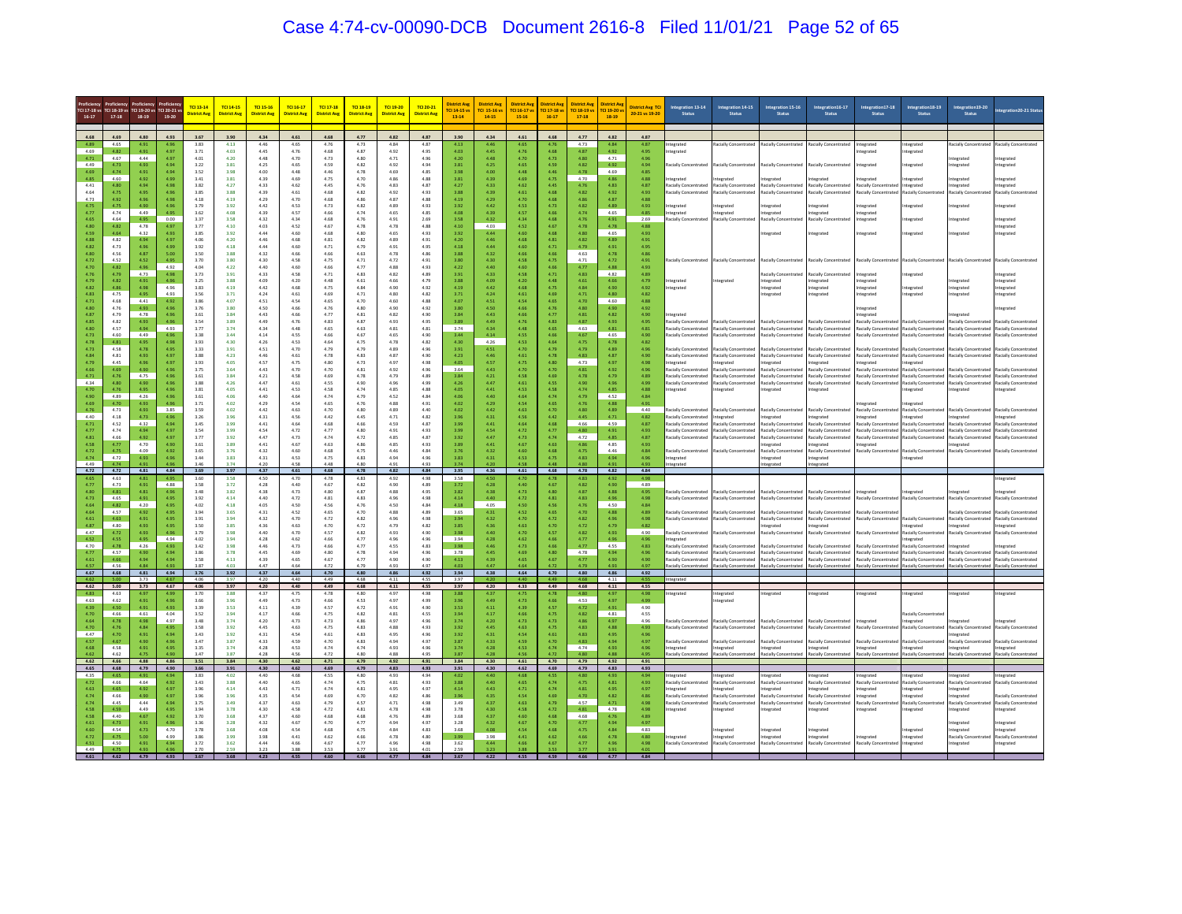| Proficiency TCI 17-18 vs 16-17 | Proficiency TCI 18-19 vs 17-18 | Proficiency TCI 19-20 vs 18-19 | Proficiency TCI 20-21 vs 19-20 | TCI 13-14 District Avg | TCI 14-15 District Avg | TCI 15-16 District Avg | TCI 16-17 District Avg | TCI 17-18 District Avg | TCI 18-19 District Avg | TCI 19-20 District Avg | TCI 20-21 District Avg | District Avg TCI 14-15 vs 13-14 | District Avg TCI 15-16 vs 14-15 | District Avg TCI 16-17 vs 15-16 | District Avg TCI 17-18 vs 16-17 | District Avg TCI 18-19 vs 17-18 | District Avg TCI 19-20 vs 18-19 | District Avg TCI 20-21 vs 19-20 | Integration 13-14 Status | Integration 14-15 Status | Integration 15-16 Status | Integration16-17 Status | Integration17-18 Status | Integration18-19 Status | Integration19-20 Status | Integration20-21 Status |
|---|---|---|---|---|---|---|---|---|---|---|---|---|---|---|---|---|---|---|---|---|---|---|---|---|---|---|
| **4.68** | **4.69** | **4.80** | **4.93** | **3.67** | **3.90** | **4.34** | **4.61** | **4.68** | **4.77** | **4.82** | **4.87** | **3.90** | **4.34** | **4.61** | **4.68** | **4.77** | **4.82** | **4.87** | | | | | | | | |
| 4.89 | 4.65 | 4.91 | 4.96 | 3.83 | 4.13 | 4.46 | 4.65 | 4.76 | 4.73 | 4.84 | 4.87 | 4.13 | 4.46 | 4.65 | 4.76 | 4.73 | 4.84 | 4.87 | Integrated | Racially Concentrated | Racially Concentrated | Racially Concentrated | Integrated | Integrated | Racially Concentrated | Racially Concentrated |
| 4.69 | 4.82 | 4.91 | 4.97 | 3.71 | 4.03 | 4.45 | 4.76 | 4.68 | 4.87 | 4.92 | 4.95 | 4.03 | 4.45 | 4.76 | 4.68 | 4.87 | 4.92 | 4.95 | Integrated | | | | Integrated | Integrated | | |
| 4.71 | 4.67 | 4.44 | 4.97 | 4.01 | 4.20 | 4.48 | 4.70 | 4.73 | 4.80 | 4.71 | 4.96 | 4.20 | 4.48 | 4.70 | 4.73 | 4.80 | 4.71 | 4.96 | | | | | Integrated | | Integrated | Integrated |
| 4.49 | 4.73 | 4.93 | 4.94 | 3.22 | 3.81 | 4.25 | 4.65 | 4.59 | 4.82 | 4.92 | 4.94 | 3.81 | 4.25 | 4.65 | 4.59 | 4.82 | 4.92 | 4.94 | Racially Concentrated | Racially Concentrated | Racially Concentrated | Racially Concentrated | Integrated | Integrated | Integrated | Integrated |